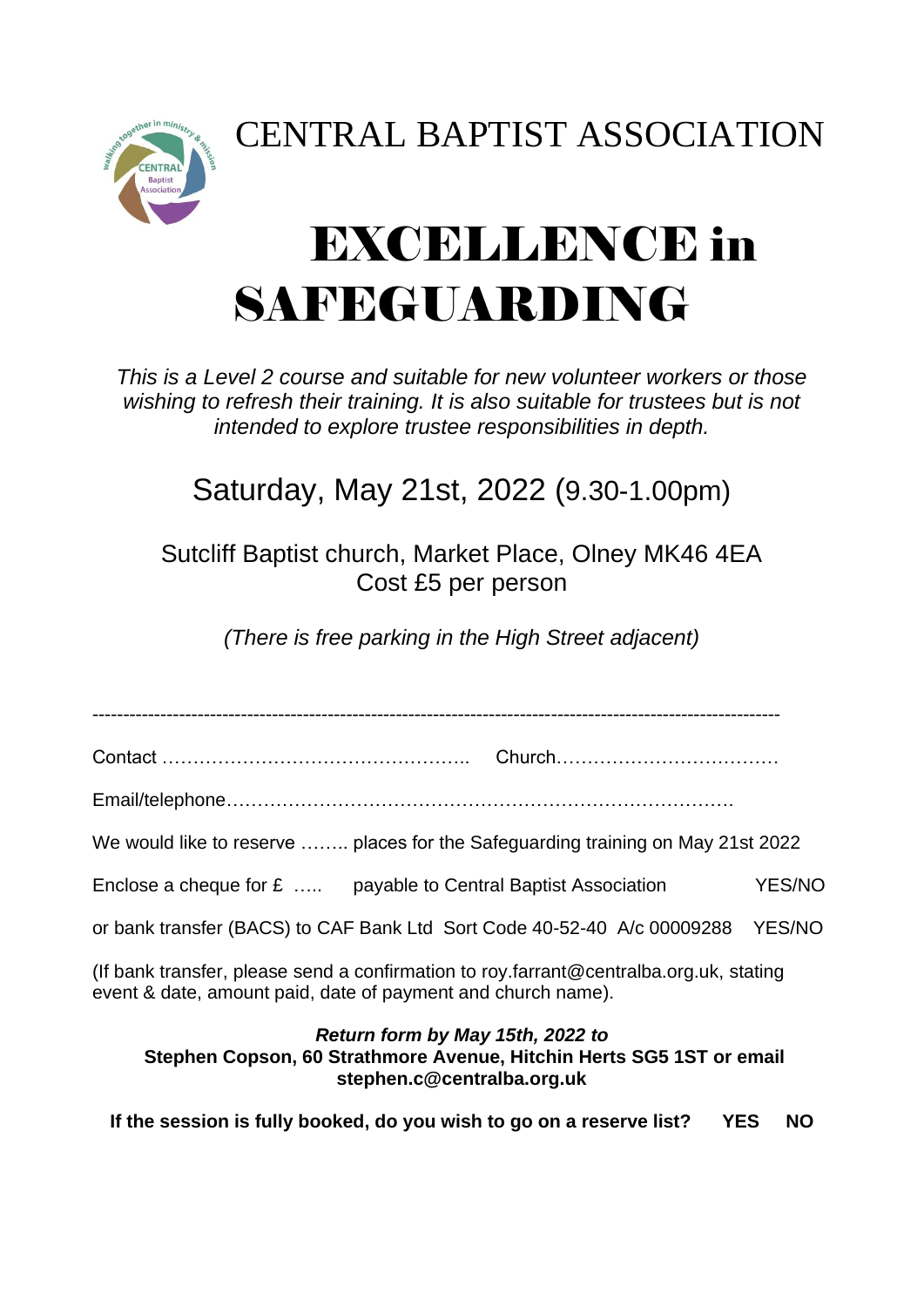# CENTRAL BAPTIST ASSOCIATION

# EXCELLENCE in SAFEGUARDING

*This is a Level 2 course and suitable for new volunteer workers or those wishing to refresh their training. It is also suitable for trustees but is not intended to explore trustee responsibilities in depth.*

## Saturday, May 21st, 2022 (9.30-1.00pm)

Sutcliff Baptist church, Market Place, Olney MK46 4EA
Cost £5 per person

*(There is free parking in the High Street adjacent)*

---

Contact ………………………………………….. Church………………………………

Email/telephone……………………………………………………………………….

We would like to reserve …….. places for the Safeguarding training on May 21st 2022

Enclose a cheque for £ ….. payable to Central Baptist Association YES/NO

or bank transfer (BACS) to CAF Bank Ltd Sort Code 40-52-40 A/c 00009288 YES/NO

(If bank transfer, please send a confirmation to roy.farrant@centralba.org.uk, stating event & date, amount paid, date of payment and church name).

***Return form by May 15th, 2022 to***
**Stephen Copson, 60 Strathmore Avenue, Hitchin Herts SG5 1ST or email stephen.c@centralba.org.uk**

**If the session is fully booked, do you wish to go on a reserve list? YES NO**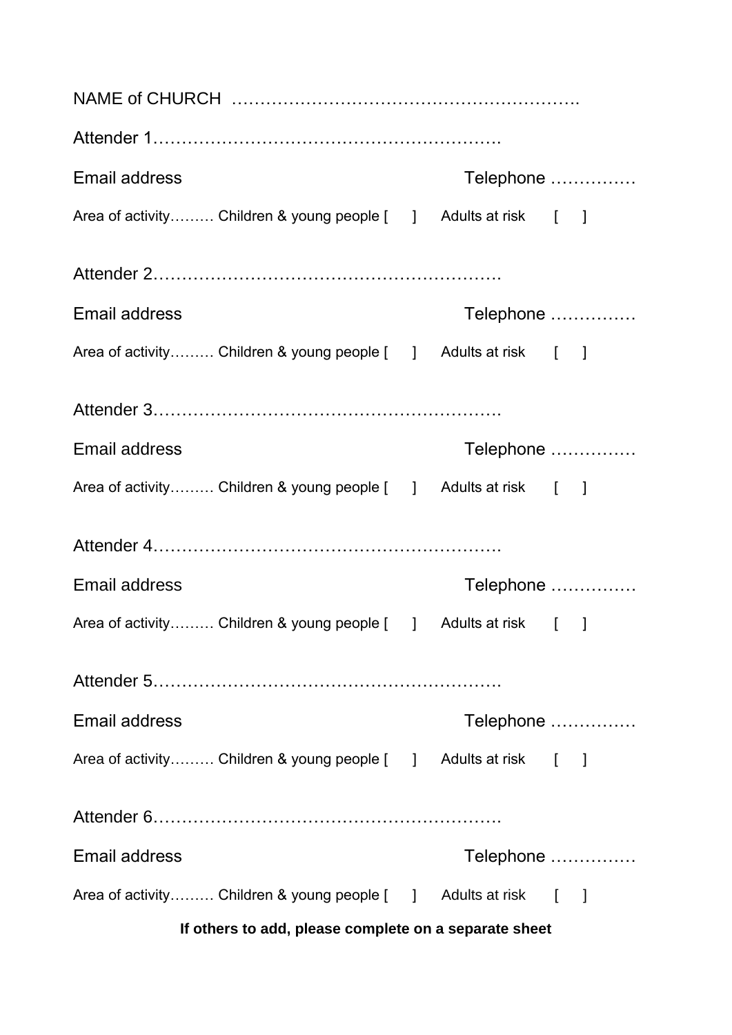NAME of CHURCH ……………………………………………………

Attender 1……………………………………………………

Email address Telephone ……………

Area of activity……… Children & young people [ ] Adults at risk [ ]

Attender 2……………………………………………………

Email address Telephone ……………

Area of activity……… Children & young people [ ] Adults at risk [ ]

Attender 3……………………………………………………

Email address Telephone ……………

Area of activity……… Children & young people [ ] Adults at risk [ ]

Attender 4……………………………………………………

Email address Telephone ……………

Area of activity……… Children & young people [ ] Adults at risk [ ]

Attender 5……………………………………………………

Email address Telephone ……………

Area of activity……… Children & young people [ ] Adults at risk [ ]

Attender 6……………………………………………………

Email address Telephone ……………

Area of activity……… Children & young people [ ] Adults at risk [ ]

**If others to add, please complete on a separate sheet**